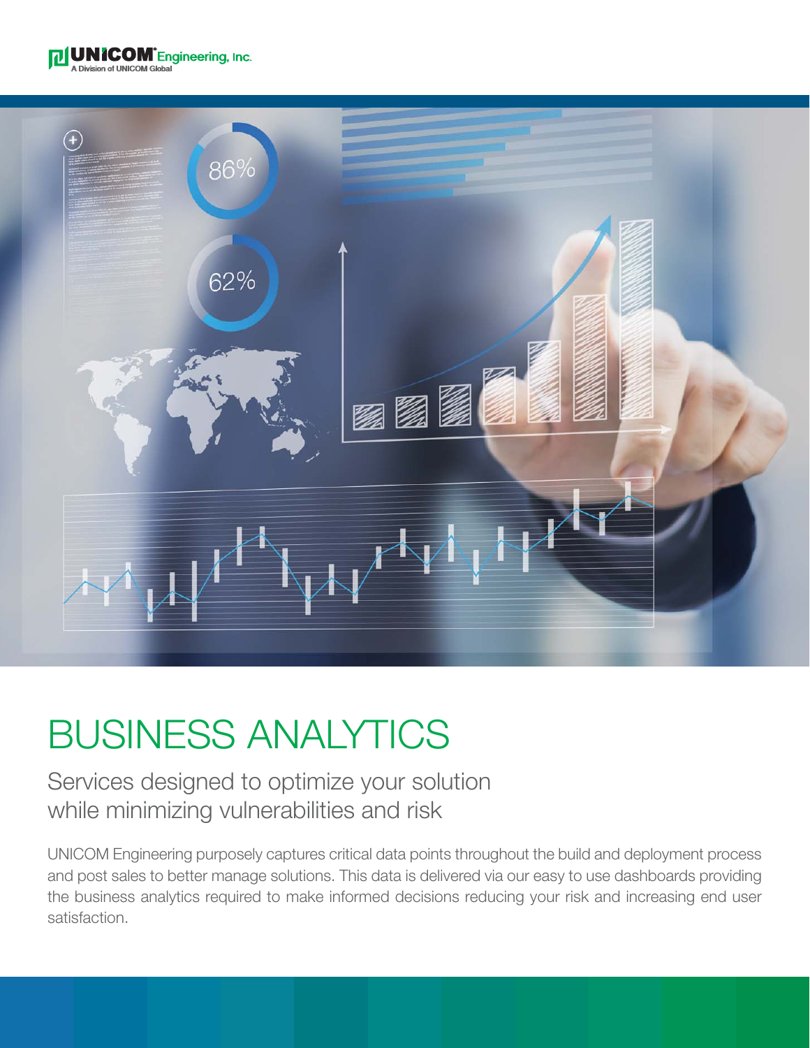UNICOM Engineering, Inc.
A Division of UNICOM Global

# BUSINESS ANALYTICS

## Services designed to optimize your solution while minimizing vulnerabilities and risk

UNICOM Engineering purposely captures critical data points throughout the build and deployment process and post sales to better manage solutions. This data is delivered via our easy to use dashboards providing the business analytics required to make informed decisions reducing your risk and increasing end user satisfaction.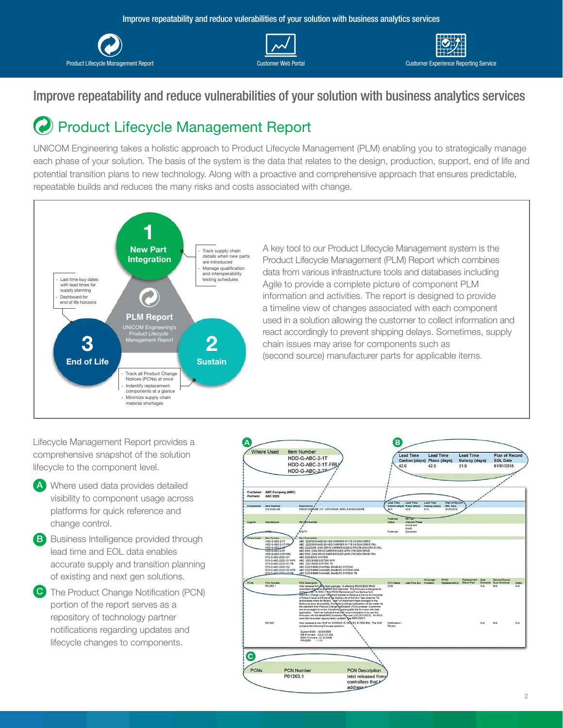Improve repeatability and reduce vulnerabilities of your solution with business analytics services

Product Lifecycle Management Report | Customer Web Portal | Customer Experience Reporting Service

# Improve repeatability and reduce vulnerabilities of your solution with business analytics services

## Product Lifecycle Management Report

UNICOM Engineering takes a holistic approach to Product Lifecycle Management (PLM) enabling you to strategically manage each phase of your solution. The basis of the system is the data that relates to the design, production, support, end of life and potential transition plans to new technology. Along with a proactive and comprehensive approach that ensures predictable, repeatable builds and reduces the many risks and costs associated with change.

**PLM Report** – UNICOM Engineering's Product Lifecycle Management Report

**1 New Part Integration**
- Track supply chain details when new parts are introduced
- Manage qualification and interoperability testing schedules

**2 Sustain**
- Track all Product Change Notices (PCNs) at once
- Indentify replacement components at a glance
- Minimize supply chain material shortages

**3 End of Life**
- Last time buy dates with lead times for supply planning
- Dashboard for end of life horizons

A key tool to our Product Lifecycle Management system is the Product Lifecycle Management (PLM) Report which combines data from various infrastructure tools and databases including Agile to provide a complete picture of component PLM information and activities. The report is designed to provide a timeline view of changes associated with each component used in a solution allowing the customer to collect information and react accordingly to prevent shipping delays. Sometimes, supply chain issues may arise for components such as (second source) manufacturer parts for applicable items.

Lifecycle Management Report provides a comprehensive snapshot of the solution lifecycle to the component level.

- **A** Where used data provides detailed visibility to component usage across platforms for quick reference and change control.
- **B** Business Intelligence provided through lead time and EOL data enables accurate supply and transition planning of existing and next gen solutions.
- **C** The Product Change Notification (PCN) portion of the report serves as a repository of technology partner notifications regarding updates and lifecycle changes to components.

**A**

| Where Used | Item Number |
|---|---|
| | HDD-G-ABC-2-1T |
| | HDD-G-ABC-2-1T-FRU |
| | HDD-G-ABC-2-2T |

**B**

| Lead Time Canton (days) | Lead Time Plano (days) | Lead Time Galway (days) | Plan of Record EOL Date |
|---|---|---|---|
| 42.0 | 42.0 | 21.0 | 01/01/2018 |

**C**

| PCNs | PCN Number | PCN Description |
|---|---|---|
| | P01263.1 | Intel released firmw... controllers that h... address... |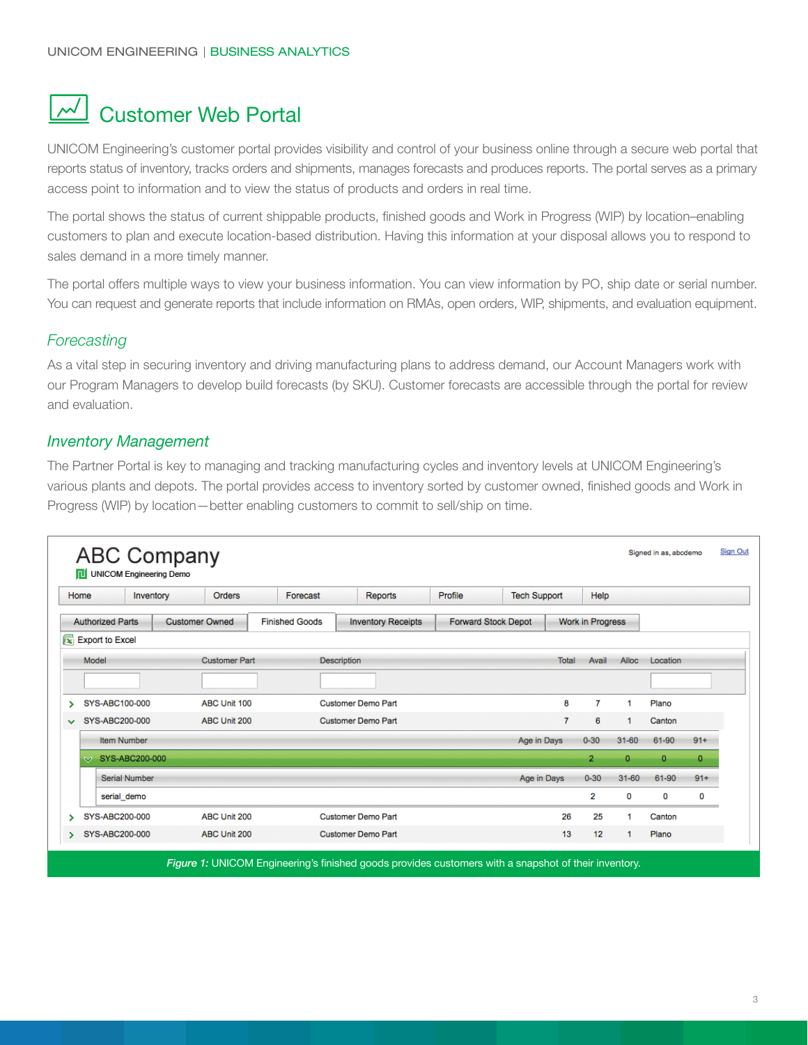# Customer Web Portal

UNICOM Engineering's customer portal provides visibility and control of your business online through a secure web portal that reports status of inventory, tracks orders and shipments, manages forecasts and produces reports. The portal serves as a primary access point to information and to view the status of products and orders in real time.

The portal shows the status of current shippable products, finished goods and Work in Progress (WIP) by location–enabling customers to plan and execute location-based distribution. Having this information at your disposal allows you to respond to sales demand in a more timely manner.

The portal offers multiple ways to view your business information. You can view information by PO, ship date or serial number. You can request and generate reports that include information on RMAs, open orders, WIP, shipments, and evaluation equipment.

## *Forecasting*

As a vital step in securing inventory and driving manufacturing plans to address demand, our Account Managers work with our Program Managers to develop build forecasts (by SKU). Customer forecasts are accessible through the portal for review and evaluation.

## *Inventory Management*

The Partner Portal is key to managing and tracking manufacturing cycles and inventory levels at UNICOM Engineering's various plants and depots. The portal provides access to inventory sorted by customer owned, finished goods and Work in Progress (WIP) by location—better enabling customers to commit to sell/ship on time.

*Figure 1:* UNICOM Engineering's finished goods provides customers with a snapshot of their inventory.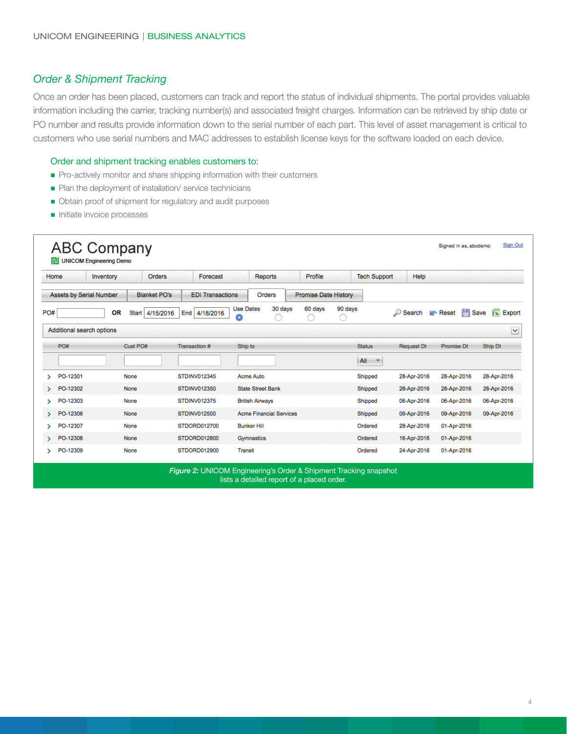## *Order & Shipment Tracking*

Once an order has been placed, customers can track and report the status of individual shipments. The portal provides valuable information including the carrier, tracking number(s) and associated freight charges. Information can be retrieved by ship date or PO number and results provide information down to the serial number of each part. This level of asset management is critical to customers who use serial numbers and MAC addresses to establish license keys for the software loaded on each device.

### Order and shipment tracking enables customers to:

- Pro-actively monitor and share shipping information with their customers
- Plan the deployment of installation/ service technicians
- Obtain proof of shipment for regulatory and audit purposes
- Initiate invoice processes

ABC Company
UNICOM Engineering Demo

Signed in as, abcdemo | Sign Out

Home | Inventory | Orders | Forecast | Reports | Profile | Tech Support | Help

Assets by Serial Number | Blanket PO's | EDI Transactions | Orders | Promise Date History

PO# OR Start 4/15/2016 End 4/18/2016 Use Dates 30 days 60 days 90 days Search Reset Save Export

Additional search options

| PO# | Cust PO# | Transaction # | Ship to | Status | Request Dt | Promise Dt | Ship Dt |
|---|---|---|---|---|---|---|---|
| PO-12301 | None | STDINV012345 | Acme Auto | Shipped | 28-Apr-2016 | 28-Apr-2016 | 28-Apr-2016 |
| PO-12302 | None | STDINV012350 | State Street Bank | Shipped | 28-Apr-2016 | 28-Apr-2016 | 28-Apr-2016 |
| PO-12303 | None | STDINV012375 | British Airways | Shipped | 06-Apr-2016 | 06-Apr-2016 | 06-Apr-2016 |
| PO-12306 | None | STDINV012500 | Acme Financial Services | Shipped | 09-Apr-2016 | 09-Apr-2016 | 09-Apr-2016 |
| PO-12307 | None | STDORD012700 | Bunker Hill | Ordered | 28-Apr-2016 | 01-Apr-2016 | |
| PO-12308 | None | STDORD012800 | Gymnastics | Ordered | 16-Apr-2016 | 01-Apr-2016 | |
| PO-12309 | None | STDORD012900 | Transit | Ordered | 24-Apr-2016 | 01-Apr-2016 | |

*Figure 2:* UNICOM Engineering's Order & Shipment Tracking snapshot lists a detailed report of a placed order.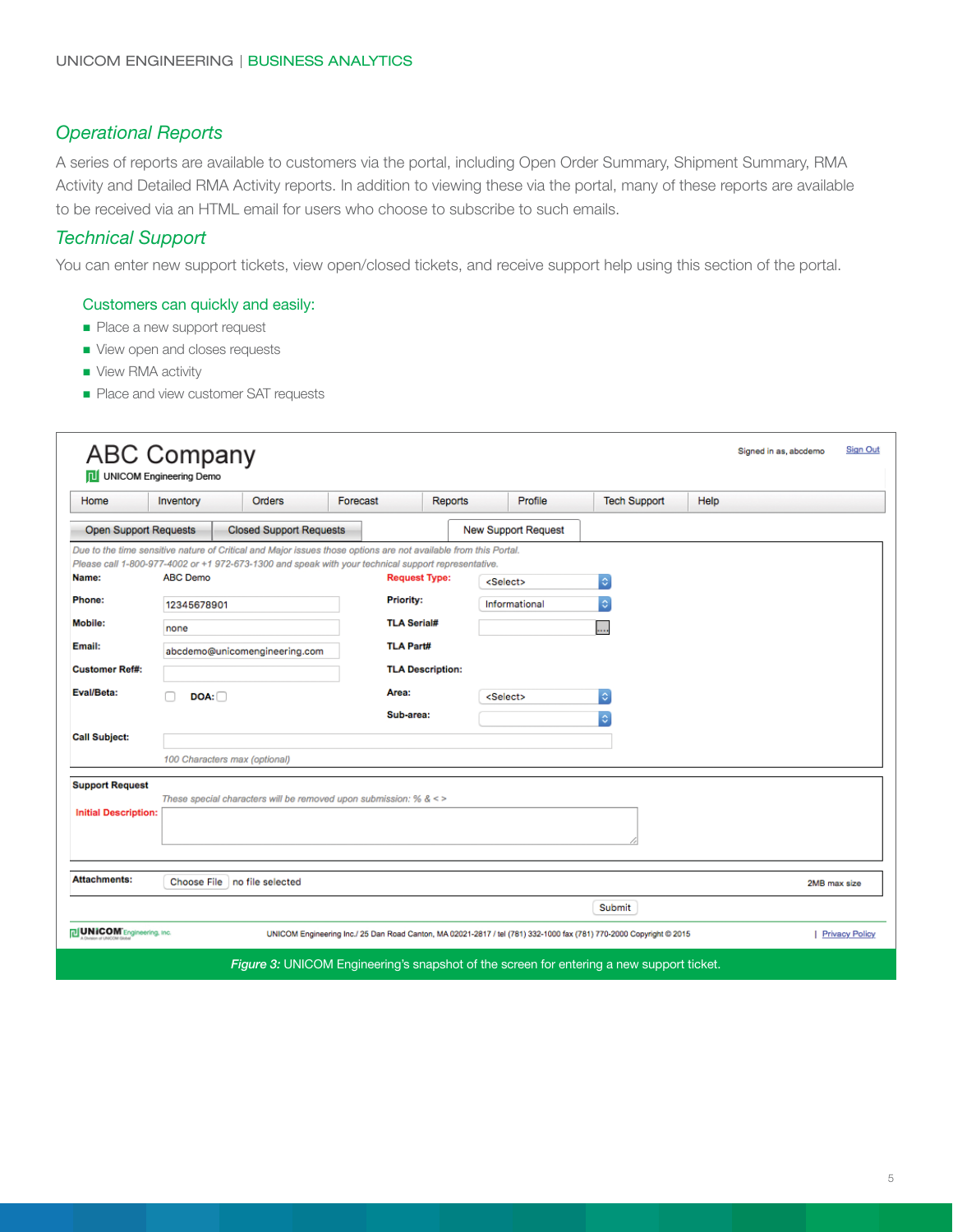## Operational Reports

A series of reports are available to customers via the portal, including Open Order Summary, Shipment Summary, RMA Activity and Detailed RMA Activity reports. In addition to viewing these via the portal, many of these reports are available to be received via an HTML email for users who choose to subscribe to such emails.

## Technical Support

You can enter new support tickets, view open/closed tickets, and receive support help using this section of the portal.

### Customers can quickly and easily:

- Place a new support request
- View open and closes requests
- View RMA activity
- Place and view customer SAT requests

ABC Company

UNICOM Engineering Demo

Signed in as, abcdemo | Sign Out

Home | Inventory | Orders | Forecast | Reports | Profile | Tech Support | Help

Open Support Requests | Closed Support Requests | New Support Request

*Due to the time sensitive nature of Critical and Major issues those options are not available from this Portal. Please call 1-800-977-4002 or +1 972-673-1300 and speak with your technical support representative.*

| | | | |
|---|---|---|---|
| Name: | ABC Demo | Request Type: | <Select> |
| Phone: | 12345678901 | Priority: | Informational |
| Mobile: | none | TLA Serial# | |
| Email: | abcdemo@unicomengineering.com | TLA Part# | |
| Customer Ref#: | | TLA Description: | |
| Eval/Beta: | DOA: | Area: | <Select> |
| | | Sub-area: | |
| Call Subject: | | | |

*100 Characters max (optional)*

Support Request

*These special characters will be removed upon submission: % & < >*

Initial Description:

Attachments: Choose File no file selected 2MB max size

Submit

UNICOM Engineering Inc./ 25 Dan Road Canton, MA 02021-2817 / tel (781) 332-1000 fax (781) 770-2000 Copyright © 2015 | Privacy Policy

*Figure 3:* UNICOM Engineering's snapshot of the screen for entering a new support ticket.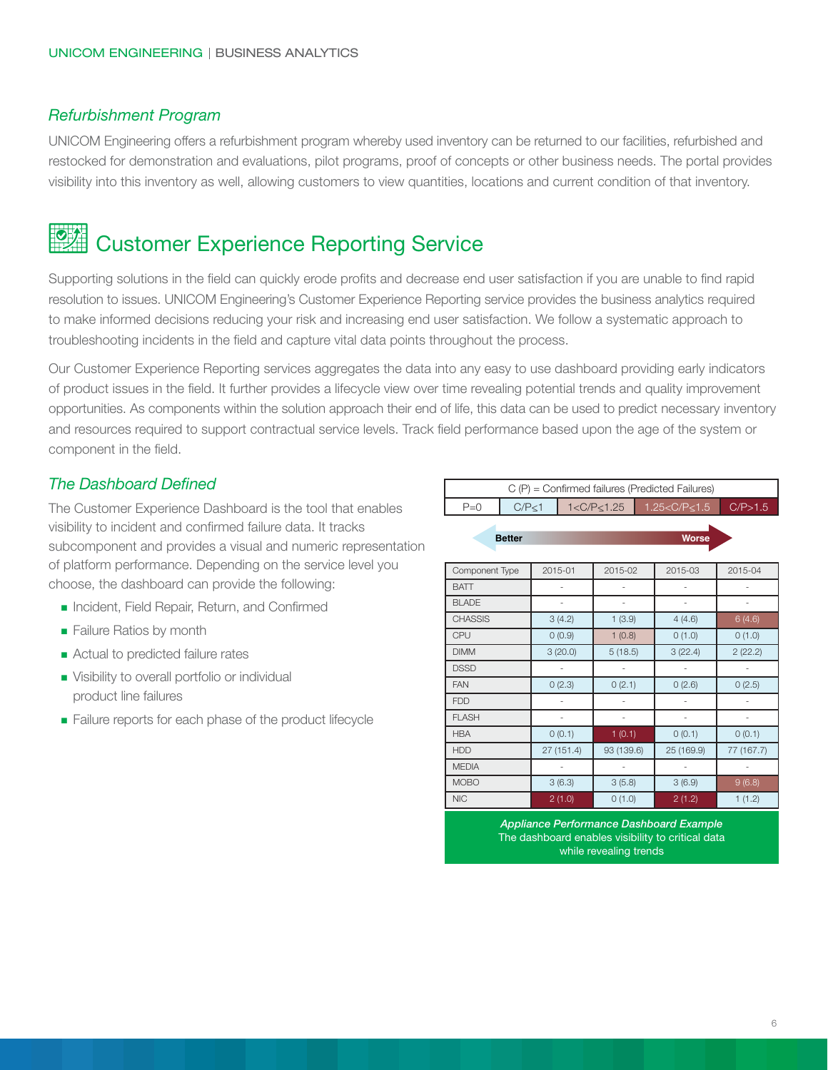### *Refurbishment Program*

UNICOM Engineering offers a refurbishment program whereby used inventory can be returned to our facilities, refurbished and restocked for demonstration and evaluations, pilot programs, proof of concepts or other business needs. The portal provides visibility into this inventory as well, allowing customers to view quantities, locations and current condition of that inventory.

## Customer Experience Reporting Service

Supporting solutions in the field can quickly erode profits and decrease end user satisfaction if you are unable to find rapid resolution to issues. UNICOM Engineering's Customer Experience Reporting service provides the business analytics required to make informed decisions reducing your risk and increasing end user satisfaction. We follow a systematic approach to troubleshooting incidents in the field and capture vital data points throughout the process.

Our Customer Experience Reporting services aggregates the data into any easy to use dashboard providing early indicators of product issues in the field. It further provides a lifecycle view over time revealing potential trends and quality improvement opportunities. As components within the solution approach their end of life, this data can be used to predict necessary inventory and resources required to support contractual service levels. Track field performance based upon the age of the system or component in the field.

### *The Dashboard Defined*

The Customer Experience Dashboard is the tool that enables visibility to incident and confirmed failure data. It tracks subcomponent and provides a visual and numeric representation of platform performance. Depending on the service level you choose, the dashboard can provide the following:

- Incident, Field Repair, Return, and Confirmed
- Failure Ratios by month
- Actual to predicted failure rates
- Visibility to overall portfolio or individual product line failures
- Failure reports for each phase of the product lifecycle

| C (P) = Confirmed failures (Predicted Failures) | | | | |
|---|---|---|---|---|
| P=0 | C/P≤1 | 1<C/P≤1.25 | 1.25<C/P≤1.5 | C/P>1.5 |

Better → Worse

| Component Type | 2015-01 | 2015-02 | 2015-03 | 2015-04 |
|---|---|---|---|---|
| BATT | - | - | - | - |
| BLADE | - | - | - | - |
| CHASSIS | 3 (4.2) | 1 (3.9) | 4 (4.6) | 6 (4.6) |
| CPU | 0 (0.9) | 1 (0.8) | 0 (1.0) | 0 (1.0) |
| DIMM | 3 (20.0) | 5 (18.5) | 3 (22.4) | 2 (22.2) |
| DSSD | - | - | - | - |
| FAN | 0 (2.3) | 0 (2.1) | 0 (2.6) | 0 (2.5) |
| FDD | - | - | - | - |
| FLASH | - | - | - | - |
| HBA | 0 (0.1) | 1 (0.1) | 0 (0.1) | 0 (0.1) |
| HDD | 27 (151.4) | 93 (139.6) | 25 (169.9) | 77 (167.7) |
| MEDIA | - | - | - | - |
| MOBO | 3 (6.3) | 3 (5.8) | 3 (6.9) | 9 (6.8) |
| NIC | 2 (1.0) | 0 (1.0) | 2 (1.2) | 1 (1.2) |

***Appliance Performance Dashboard Example***
The dashboard enables visibility to critical data while revealing trends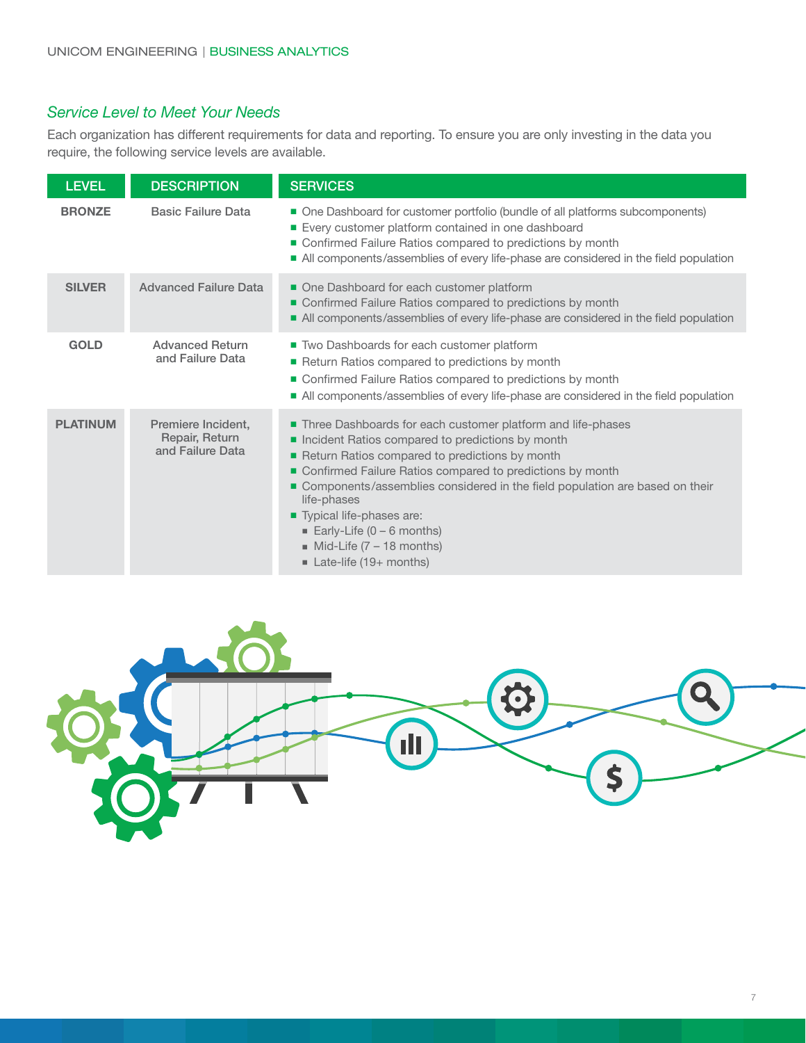## *Service Level to Meet Your Needs*

Each organization has different requirements for data and reporting. To ensure you are only investing in the data you require, the following service levels are available.

| LEVEL | DESCRIPTION | SERVICES |
|---|---|---|
| **BRONZE** | **Basic Failure Data** | ■ One Dashboard for customer portfolio (bundle of all platforms subcomponents)<br>■ Every customer platform contained in one dashboard<br>■ Confirmed Failure Ratios compared to predictions by month<br>■ All components/assemblies of every life-phase are considered in the field population |
| **SILVER** | **Advanced Failure Data** | ■ One Dashboard for each customer platform<br>■ Confirmed Failure Ratios compared to predictions by month<br>■ All components/assemblies of every life-phase are considered in the field population |
| **GOLD** | **Advanced Return and Failure Data** | ■ Two Dashboards for each customer platform<br>■ Return Ratios compared to predictions by month<br>■ Confirmed Failure Ratios compared to predictions by month<br>■ All components/assemblies of every life-phase are considered in the field population |
| **PLATINUM** | **Premiere Incident, Repair, Return and Failure Data** | ■ Three Dashboards for each customer platform and life-phases<br>■ Incident Ratios compared to predictions by month<br>■ Return Ratios compared to predictions by month<br>■ Confirmed Failure Ratios compared to predictions by month<br>■ Components/assemblies considered in the field population are based on their life-phases<br>■ Typical life-phases are:<br>&nbsp;&nbsp;▪ Early-Life (0 – 6 months)<br>&nbsp;&nbsp;▪ Mid-Life (7 – 18 months)<br>&nbsp;&nbsp;▪ Late-life (19+ months) |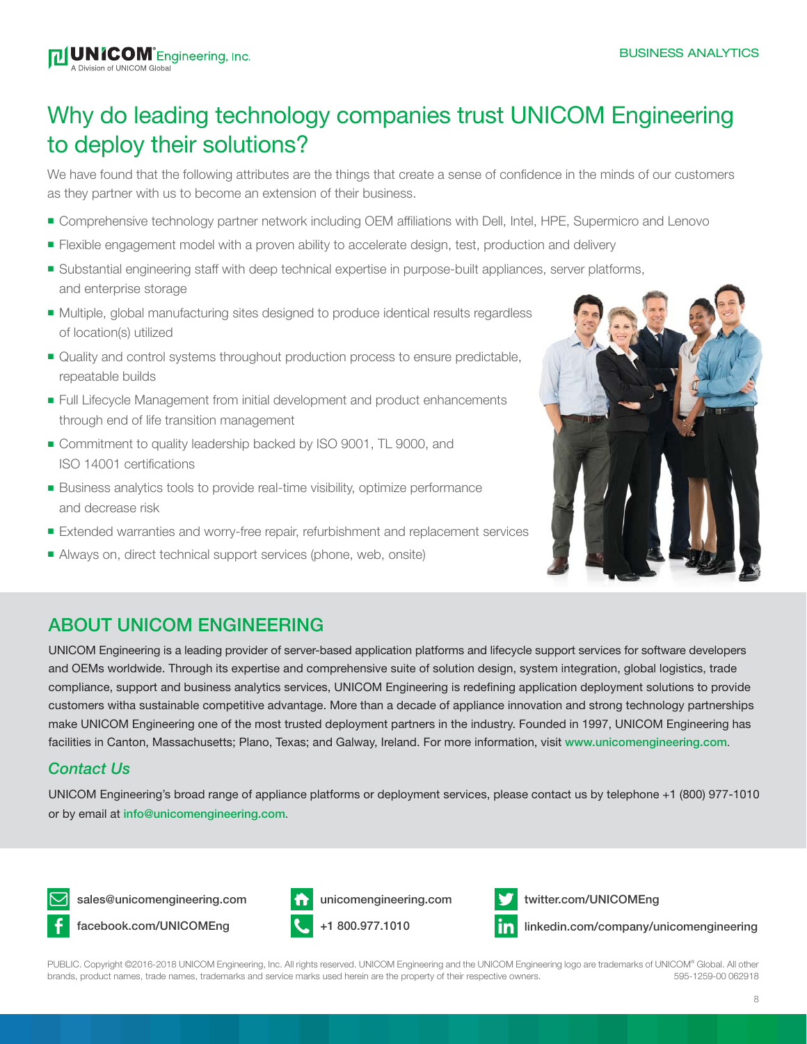# Why do leading technology companies trust UNICOM Engineering to deploy their solutions?

We have found that the following attributes are the things that create a sense of confidence in the minds of our customers as they partner with us to become an extension of their business.

- Comprehensive technology partner network including OEM affiliations with Dell, Intel, HPE, Supermicro and Lenovo
- Flexible engagement model with a proven ability to accelerate design, test, production and delivery
- Substantial engineering staff with deep technical expertise in purpose-built appliances, server platforms, and enterprise storage
- Multiple, global manufacturing sites designed to produce identical results regardless of location(s) utilized
- Quality and control systems throughout production process to ensure predictable, repeatable builds
- Full Lifecycle Management from initial development and product enhancements through end of life transition management
- Commitment to quality leadership backed by ISO 9001, TL 9000, and ISO 14001 certifications
- Business analytics tools to provide real-time visibility, optimize performance and decrease risk
- Extended warranties and worry-free repair, refurbishment and replacement services
- Always on, direct technical support services (phone, web, onsite)

## ABOUT UNICOM ENGINEERING

UNICOM Engineering is a leading provider of server-based application platforms and lifecycle support services for software developers and OEMs worldwide. Through its expertise and comprehensive suite of solution design, system integration, global logistics, trade compliance, support and business analytics services, UNICOM Engineering is redefining application deployment solutions to provide customers witha sustainable competitive advantage. More than a decade of appliance innovation and strong technology partnerships make UNICOM Engineering one of the most trusted deployment partners in the industry. Founded in 1997, UNICOM Engineering has facilities in Canton, Massachusetts; Plano, Texas; and Galway, Ireland. For more information, visit www.unicomengineering.com.

### *Contact Us*

UNICOM Engineering's broad range of appliance platforms or deployment services, please contact us by telephone +1 (800) 977-1010 or by email at info@unicomengineering.com.

sales@unicomengineering.com
facebook.com/UNICOMEng
unicomengineering.com
+1 800.977.1010
twitter.com/UNICOMEng
linkedin.com/company/unicomengineering

PUBLIC. Copyright ©2016-2018 UNICOM Engineering, Inc. All rights reserved. UNICOM Engineering and the UNICOM Engineering logo are trademarks of UNICOM® Global. All other brands, product names, trade names, trademarks and service marks used herein are the property of their respective owners. 595-1259-00 062918